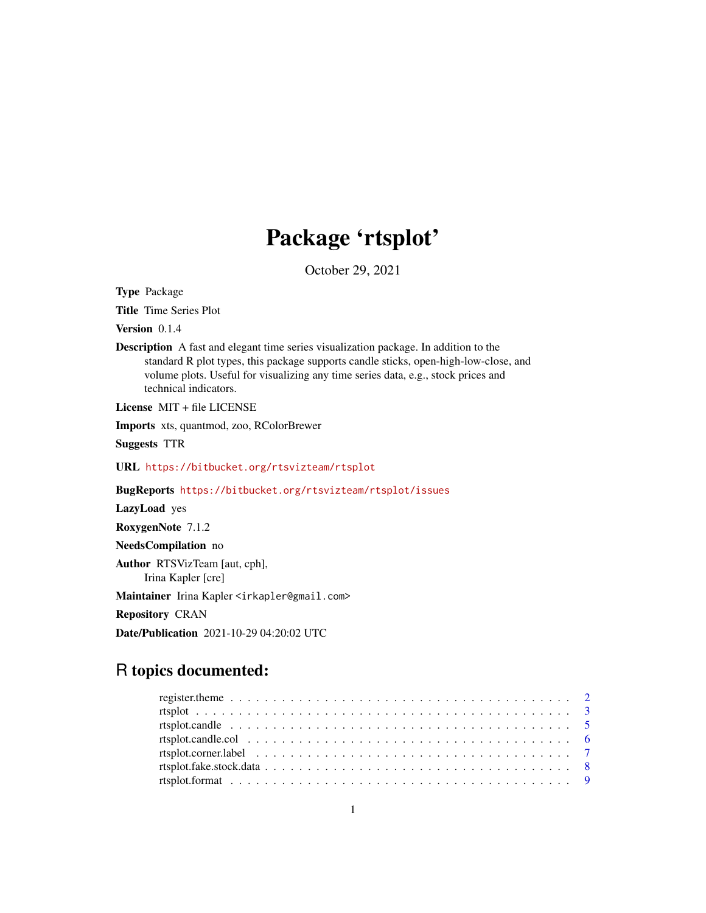# Package 'rtsplot'

October 29, 2021

**Type** Package

**Title** Time Series Plot

**Version** 0.1.4

**Description** A fast and elegant time series visualization package. In addition to the standard R plot types, this package supports candle sticks, open-high-low-close, and volume plots. Useful for visualizing any time series data, e.g., stock prices and technical indicators.

**License** MIT + file LICENSE

**Imports** xts, quantmod, zoo, RColorBrewer

**Suggests** TTR

**URL** https://bitbucket.org/rtsvizteam/rtsplot

**BugReports** https://bitbucket.org/rtsvizteam/rtsplot/issues

**LazyLoad** yes

**RoxygenNote** 7.1.2

**NeedsCompilation** no

**Author** RTSVizTeam [aut, cph],
Irina Kapler [cre]

**Maintainer** Irina Kapler <irkapler@gmail.com>

**Repository** CRAN

**Date/Publication** 2021-10-29 04:20:02 UTC

## R topics documented:

- register.theme . . . . . . . . . . . . . . . . . . . . . . . . . . . . . . . . . . . . . . . . 2
- rtsplot . . . . . . . . . . . . . . . . . . . . . . . . . . . . . . . . . . . . . . . . . . . . 3
- rtsplot.candle . . . . . . . . . . . . . . . . . . . . . . . . . . . . . . . . . . . . . . . . 5
- rtsplot.candle.col . . . . . . . . . . . . . . . . . . . . . . . . . . . . . . . . . . . . . . 6
- rtsplot.corner.label . . . . . . . . . . . . . . . . . . . . . . . . . . . . . . . . . . . . . 7
- rtsplot.fake.stock.data . . . . . . . . . . . . . . . . . . . . . . . . . . . . . . . . . . . 8
- rtsplot.format . . . . . . . . . . . . . . . . . . . . . . . . . . . . . . . . . . . . . . . . 9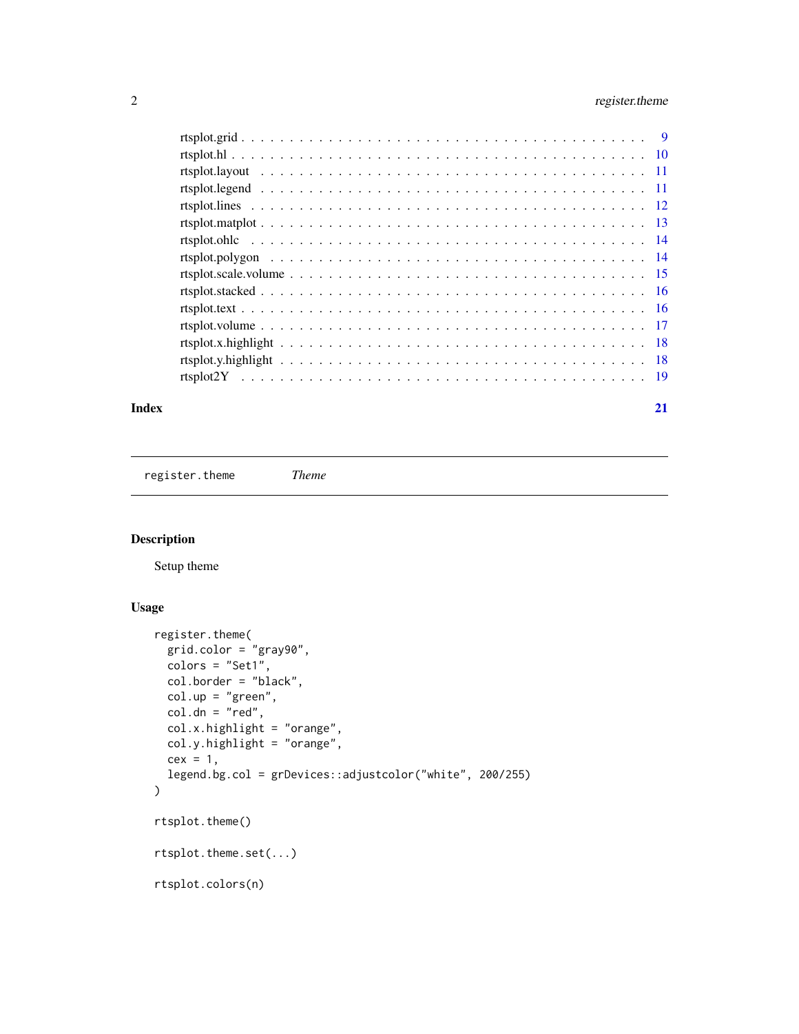rtsplot.grid . . . . . . . . . . . . . . . . . . . . . . . . . . . . . . . . . . . . . . . 9
rtsplot.hl . . . . . . . . . . . . . . . . . . . . . . . . . . . . . . . . . . . . . . . . 10
rtsplot.layout . . . . . . . . . . . . . . . . . . . . . . . . . . . . . . . . . . . . . . 11
rtsplot.legend . . . . . . . . . . . . . . . . . . . . . . . . . . . . . . . . . . . . . . 11
rtsplot.lines . . . . . . . . . . . . . . . . . . . . . . . . . . . . . . . . . . . . . . . 12
rtsplot.matplot . . . . . . . . . . . . . . . . . . . . . . . . . . . . . . . . . . . . . . 13
rtsplot.ohlc . . . . . . . . . . . . . . . . . . . . . . . . . . . . . . . . . . . . . . . 14
rtsplot.polygon . . . . . . . . . . . . . . . . . . . . . . . . . . . . . . . . . . . . . 14
rtsplot.scale.volume . . . . . . . . . . . . . . . . . . . . . . . . . . . . . . . . . . 15
rtsplot.stacked . . . . . . . . . . . . . . . . . . . . . . . . . . . . . . . . . . . . . 16
rtsplot.text . . . . . . . . . . . . . . . . . . . . . . . . . . . . . . . . . . . . . . . 16
rtsplot.volume . . . . . . . . . . . . . . . . . . . . . . . . . . . . . . . . . . . . . . 17
rtsplot.x.highlight . . . . . . . . . . . . . . . . . . . . . . . . . . . . . . . . . . . 18
rtsplot.y.highlight . . . . . . . . . . . . . . . . . . . . . . . . . . . . . . . . . . . 18
rtsplot2Y . . . . . . . . . . . . . . . . . . . . . . . . . . . . . . . . . . . . . . . . 19

**Index** **21**

---

`register.theme` *Theme*

---

## Description

Setup theme

## Usage

```
register.theme(
  grid.color = "gray90",
  colors = "Set1",
  col.border = "black",
  col.up = "green",
  col.dn = "red",
  col.x.highlight = "orange",
  col.y.highlight = "orange",
  cex = 1,
  legend.bg.col = grDevices::adjustcolor("white", 200/255)
)

rtsplot.theme()

rtsplot.theme.set(...)

rtsplot.colors(n)
```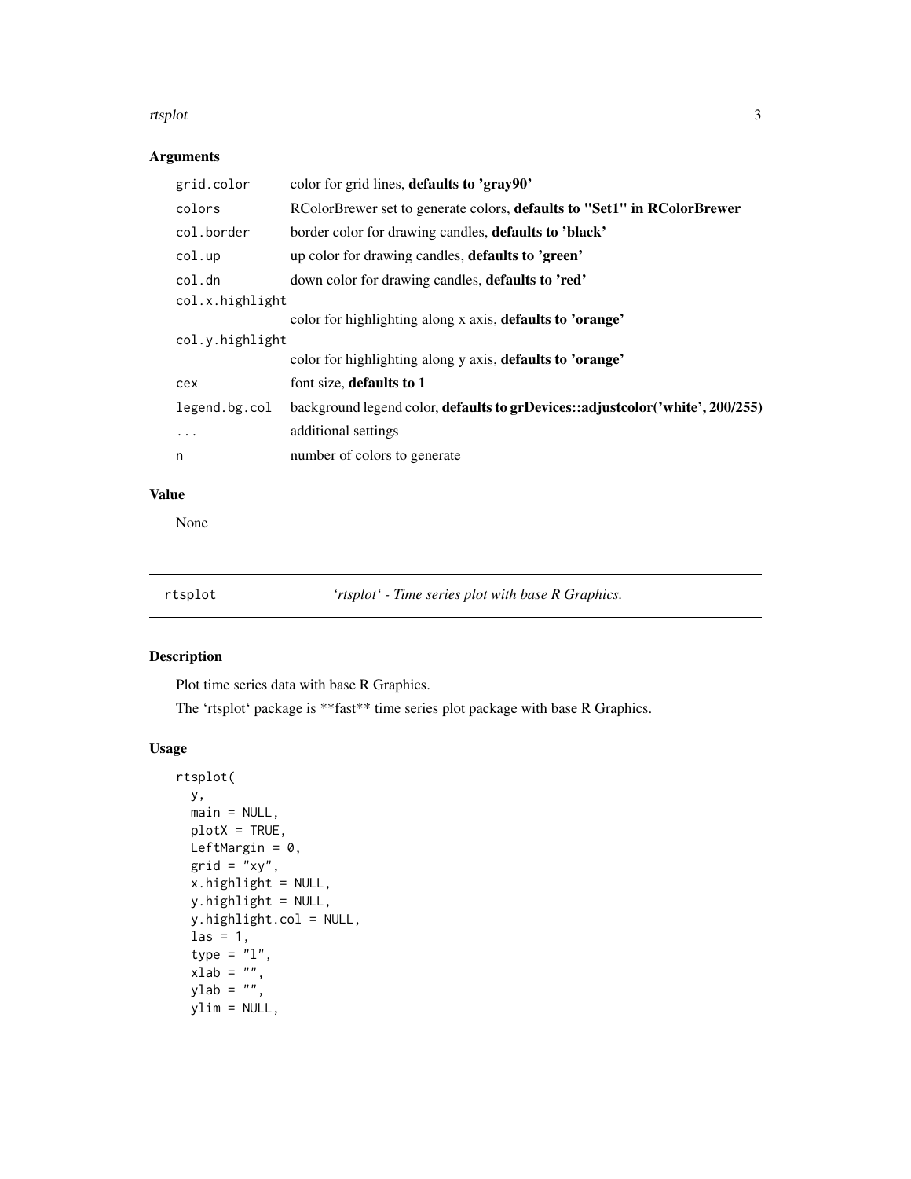## Arguments

| | |
|---|---|
| `grid.color` | color for grid lines, **defaults to 'gray90'** |
| `colors` | RColorBrewer set to generate colors, **defaults to "Set1" in RColorBrewer** |
| `col.border` | border color for drawing candles, **defaults to 'black'** |
| `col.up` | up color for drawing candles, **defaults to 'green'** |
| `col.dn` | down color for drawing candles, **defaults to 'red'** |
| `col.x.highlight` | color for highlighting along x axis, **defaults to 'orange'** |
| `col.y.highlight` | color for highlighting along y axis, **defaults to 'orange'** |
| `cex` | font size, **defaults to 1** |
| `legend.bg.col` | background legend color, **defaults to grDevices::adjustcolor('white', 200/255)** |
| `...` | additional settings |
| `n` | number of colors to generate |

## Value

None

---

# rtsplot    *'rtsplot' - Time series plot with base R Graphics.*

## Description

Plot time series data with base R Graphics.

The 'rtsplot' package is **fast** time series plot package with base R Graphics.

## Usage

```
rtsplot(
  y,
  main = NULL,
  plotX = TRUE,
  LeftMargin = 0,
  grid = "xy",
  x.highlight = NULL,
  y.highlight = NULL,
  y.highlight.col = NULL,
  las = 1,
  type = "l",
  xlab = "",
  ylab = "",
  ylim = NULL,
```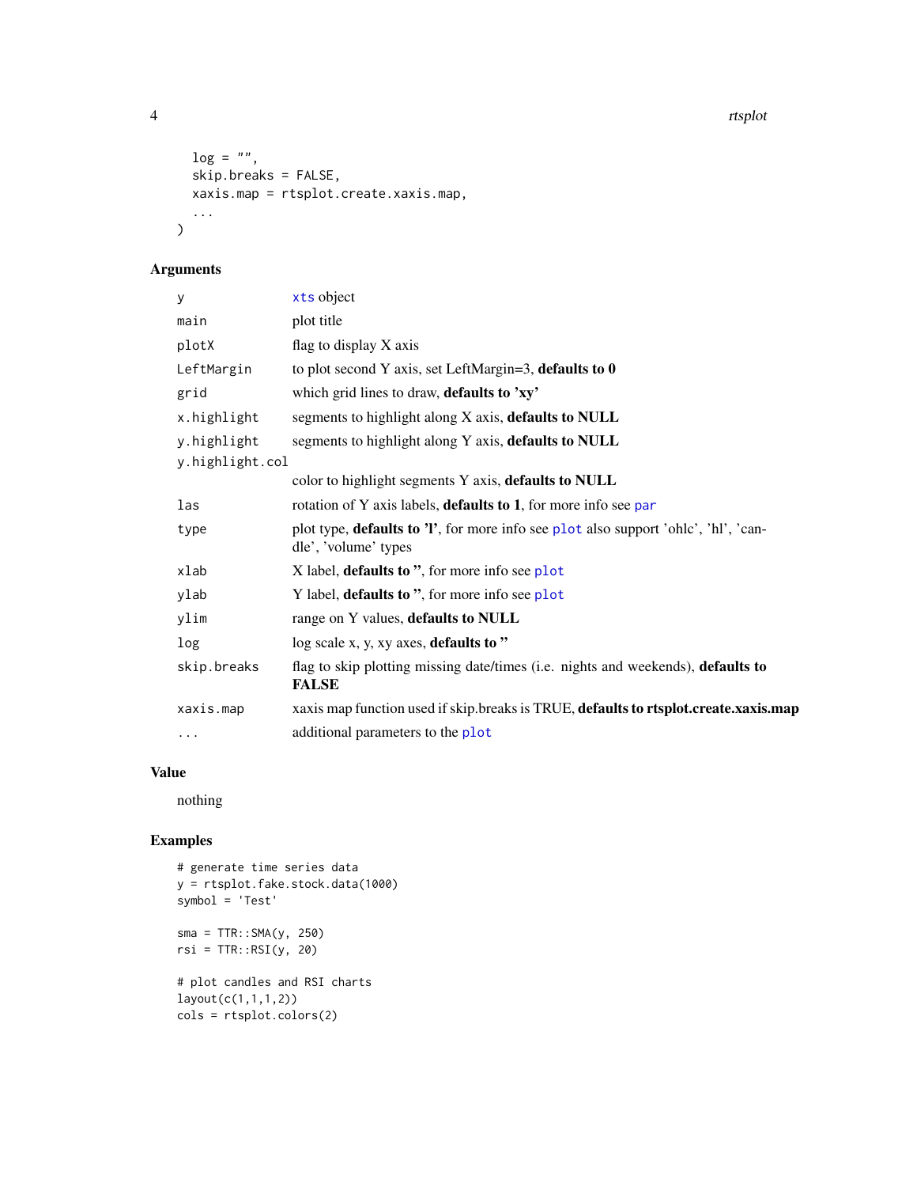```
  log = "",
  skip.breaks = FALSE,
  xaxis.map = rtsplot.create.xaxis.map,
  ...
)
```

## Arguments

| | |
|---|---|
| `y` | `xts` object |
| `main` | plot title |
| `plotX` | flag to display X axis |
| `LeftMargin` | to plot second Y axis, set LeftMargin=3, **defaults to 0** |
| `grid` | which grid lines to draw, **defaults to 'xy'** |
| `x.highlight` | segments to highlight along X axis, **defaults to NULL** |
| `y.highlight` | segments to highlight along Y axis, **defaults to NULL** |
| `y.highlight.col` | color to highlight segments Y axis, **defaults to NULL** |
| `las` | rotation of Y axis labels, **defaults to 1**, for more info see `par` |
| `type` | plot type, **defaults to 'l'**, for more info see `plot` also support 'ohlc', 'hl', 'candle', 'volume' types |
| `xlab` | X label, **defaults to ''**, for more info see `plot` |
| `ylab` | Y label, **defaults to ''**, for more info see `plot` |
| `ylim` | range on Y values, **defaults to NULL** |
| `log` | log scale x, y, xy axes, **defaults to ''** |
| `skip.breaks` | flag to skip plotting missing date/times (i.e. nights and weekends), **defaults to FALSE** |
| `xaxis.map` | xaxis map function used if skip.breaks is TRUE, **defaults to rtsplot.create.xaxis.map** |
| `...` | additional parameters to the `plot` |

## Value

nothing

## Examples

```
# generate time series data
y = rtsplot.fake.stock.data(1000)
symbol = 'Test'

sma = TTR::SMA(y, 250)
rsi = TTR::RSI(y, 20)

# plot candles and RSI charts
layout(c(1,1,1,2))
cols = rtsplot.colors(2)
```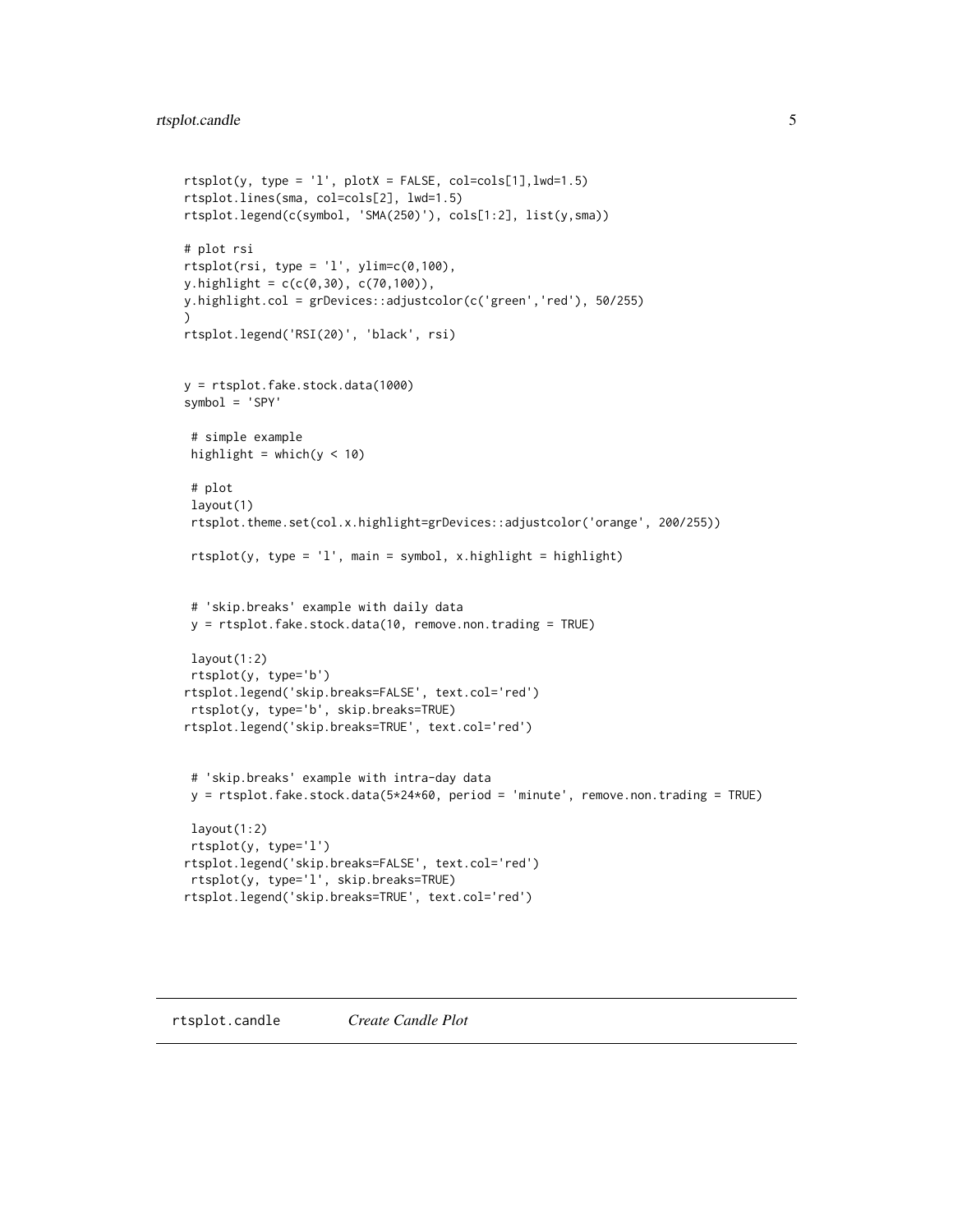```
rtsplot(y, type = 'l', plotX = FALSE, col=cols[1],lwd=1.5)
rtsplot.lines(sma, col=cols[2], lwd=1.5)
rtsplot.legend(c(symbol, 'SMA(250)'), cols[1:2], list(y,sma))

# plot rsi
rtsplot(rsi, type = 'l', ylim=c(0,100),
y.highlight = c(c(0,30), c(70,100)),
y.highlight.col = grDevices::adjustcolor(c('green','red'), 50/255)
)
rtsplot.legend('RSI(20)', 'black', rsi)


y = rtsplot.fake.stock.data(1000)
symbol = 'SPY'

 # simple example
 highlight = which(y < 10)

 # plot
 layout(1)
 rtsplot.theme.set(col.x.highlight=grDevices::adjustcolor('orange', 200/255))

 rtsplot(y, type = 'l', main = symbol, x.highlight = highlight)


 # 'skip.breaks' example with daily data
 y = rtsplot.fake.stock.data(10, remove.non.trading = TRUE)

 layout(1:2)
 rtsplot(y, type='b')
rtsplot.legend('skip.breaks=FALSE', text.col='red')
 rtsplot(y, type='b', skip.breaks=TRUE)
rtsplot.legend('skip.breaks=TRUE', text.col='red')


 # 'skip.breaks' example with intra-day data
 y = rtsplot.fake.stock.data(5*24*60, period = 'minute', remove.non.trading = TRUE)

 layout(1:2)
 rtsplot(y, type='l')
rtsplot.legend('skip.breaks=FALSE', text.col='red')
 rtsplot(y, type='l', skip.breaks=TRUE)
rtsplot.legend('skip.breaks=TRUE', text.col='red')
```

---

## rtsplot.candle *Create Candle Plot*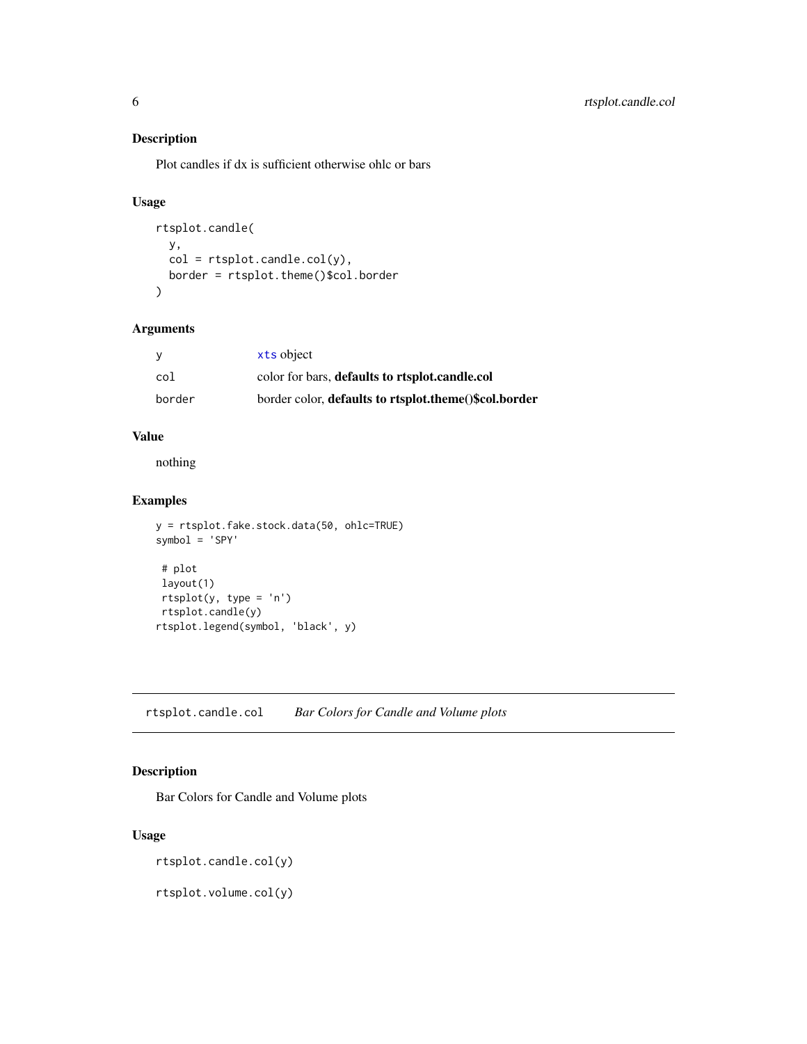## Description

Plot candles if dx is sufficient otherwise ohlc or bars

## Usage

```
rtsplot.candle(
  y,
  col = rtsplot.candle.col(y),
  border = rtsplot.theme()$col.border
)
```

## Arguments

| | |
|---|---|
| y | xts object |
| col | color for bars, **defaults to rtsplot.candle.col** |
| border | border color, **defaults to rtsplot.theme()$col.border** |

## Value

nothing

## Examples

```
y = rtsplot.fake.stock.data(50, ohlc=TRUE)
symbol = 'SPY'

 # plot
 layout(1)
 rtsplot(y, type = 'n')
 rtsplot.candle(y)
rtsplot.legend(symbol, 'black', y)
```

---

# rtsplot.candle.col    *Bar Colors for Candle and Volume plots*

## Description

Bar Colors for Candle and Volume plots

## Usage

```
rtsplot.candle.col(y)

rtsplot.volume.col(y)
```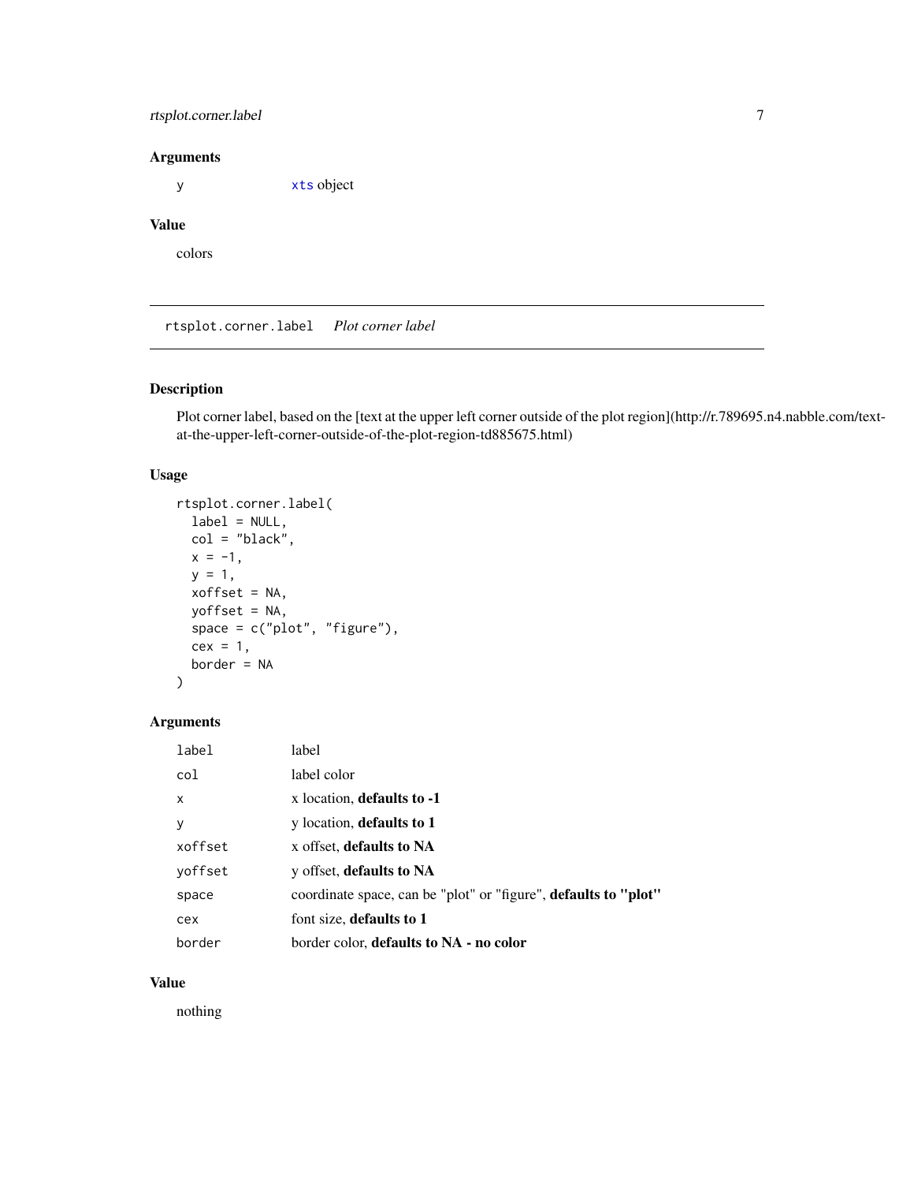## Arguments

| | |
|---|---|
| `y` | `xts` object |

## Value

colors

---

## `rtsplot.corner.label` *Plot corner label*

---

### Description

Plot corner label, based on the [text at the upper left corner outside of the plot region](http://r.789695.n4.nabble.com/text-at-the-upper-left-corner-outside-of-the-plot-region-td885675.html)

### Usage

```
rtsplot.corner.label(
  label = NULL,
  col = "black",
  x = -1,
  y = 1,
  xoffset = NA,
  yoffset = NA,
  space = c("plot", "figure"),
  cex = 1,
  border = NA
)
```

### Arguments

| | |
|---|---|
| `label` | label |
| `col` | label color |
| `x` | x location, **defaults to -1** |
| `y` | y location, **defaults to 1** |
| `xoffset` | x offset, **defaults to NA** |
| `yoffset` | y offset, **defaults to NA** |
| `space` | coordinate space, can be "plot" or "figure", **defaults to "plot"** |
| `cex` | font size, **defaults to 1** |
| `border` | border color, **defaults to NA - no color** |

### Value

nothing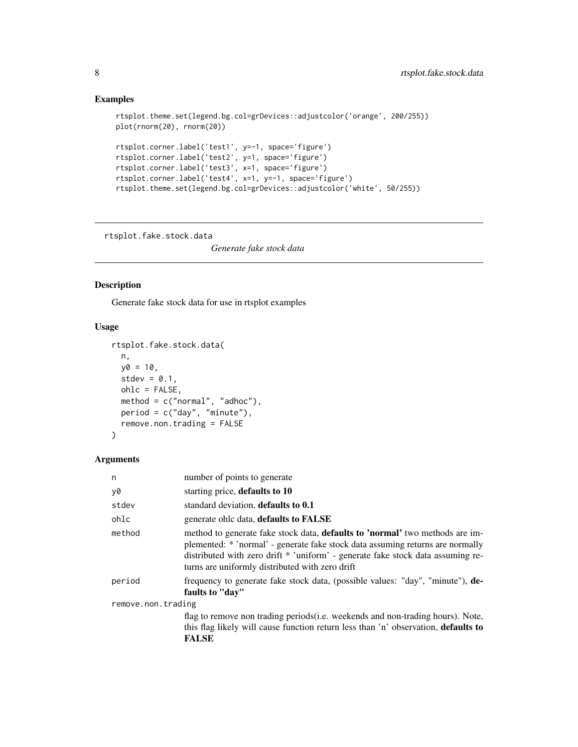## Examples

```
rtsplot.theme.set(legend.bg.col=grDevices::adjustcolor('orange', 200/255))
plot(rnorm(20), rnorm(20))

rtsplot.corner.label('test1', y=-1, space='figure')
rtsplot.corner.label('test2', y=1, space='figure')
rtsplot.corner.label('test3', x=1, space='figure')
rtsplot.corner.label('test4', x=1, y=-1, space='figure')
rtsplot.theme.set(legend.bg.col=grDevices::adjustcolor('white', 50/255))
```

---

# rtsplot.fake.stock.data — *Generate fake stock data*

## Description

Generate fake stock data for use in rtsplot examples

## Usage

```
rtsplot.fake.stock.data(
  n,
  y0 = 10,
  stdev = 0.1,
  ohlc = FALSE,
  method = c("normal", "adhoc"),
  period = c("day", "minute"),
  remove.non.trading = FALSE
)
```

## Arguments

| | |
|---|---|
| `n` | number of points to generate |
| `y0` | starting price, **defaults to 10** |
| `stdev` | standard deviation, **defaults to 0.1** |
| `ohlc` | generate ohlc data, **defaults to FALSE** |
| `method` | method to generate fake stock data, **defaults to 'normal'** two methods are implemented: * 'normal' - generate fake stock data assuming returns are normally distributed with zero drift * 'uniform' - generate fake stock data assuming returns are uniformly distributed with zero drift |
| `period` | frequency to generate fake stock data, (possible values: "day", "minute"), **defaults to "day"** |
| `remove.non.trading` | flag to remove non trading periods(i.e. weekends and non-trading hours). Note, this flag likely will cause function return less than 'n' observation, **defaults to FALSE** |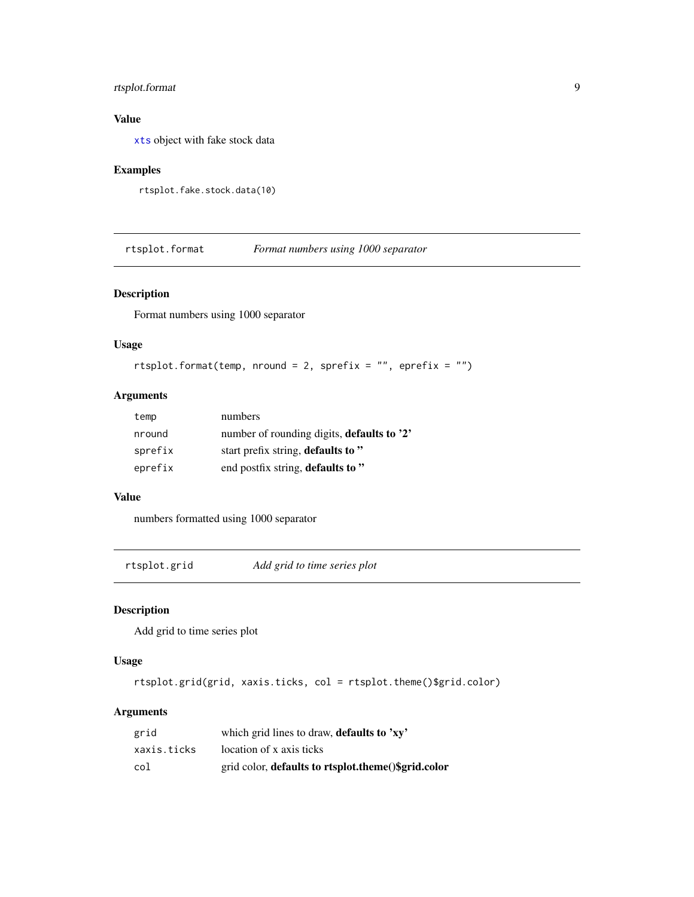## Value

xts object with fake stock data

## Examples

```
rtsplot.fake.stock.data(10)
```

---

# rtsplot.format *Format numbers using 1000 separator*

## Description

Format numbers using 1000 separator

## Usage

```
rtsplot.format(temp, nround = 2, sprefix = "", eprefix = "")
```

## Arguments

| | |
|---|---|
| temp | numbers |
| nround | number of rounding digits, **defaults to '2'** |
| sprefix | start prefix string, **defaults to ''** |
| eprefix | end postfix string, **defaults to ''** |

## Value

numbers formatted using 1000 separator

---

# rtsplot.grid *Add grid to time series plot*

## Description

Add grid to time series plot

## Usage

```
rtsplot.grid(grid, xaxis.ticks, col = rtsplot.theme()$grid.color)
```

## Arguments

| | |
|---|---|
| grid | which grid lines to draw, **defaults to 'xy'** |
| xaxis.ticks | location of x axis ticks |
| col | grid color, **defaults to rtsplot.theme()$grid.color** |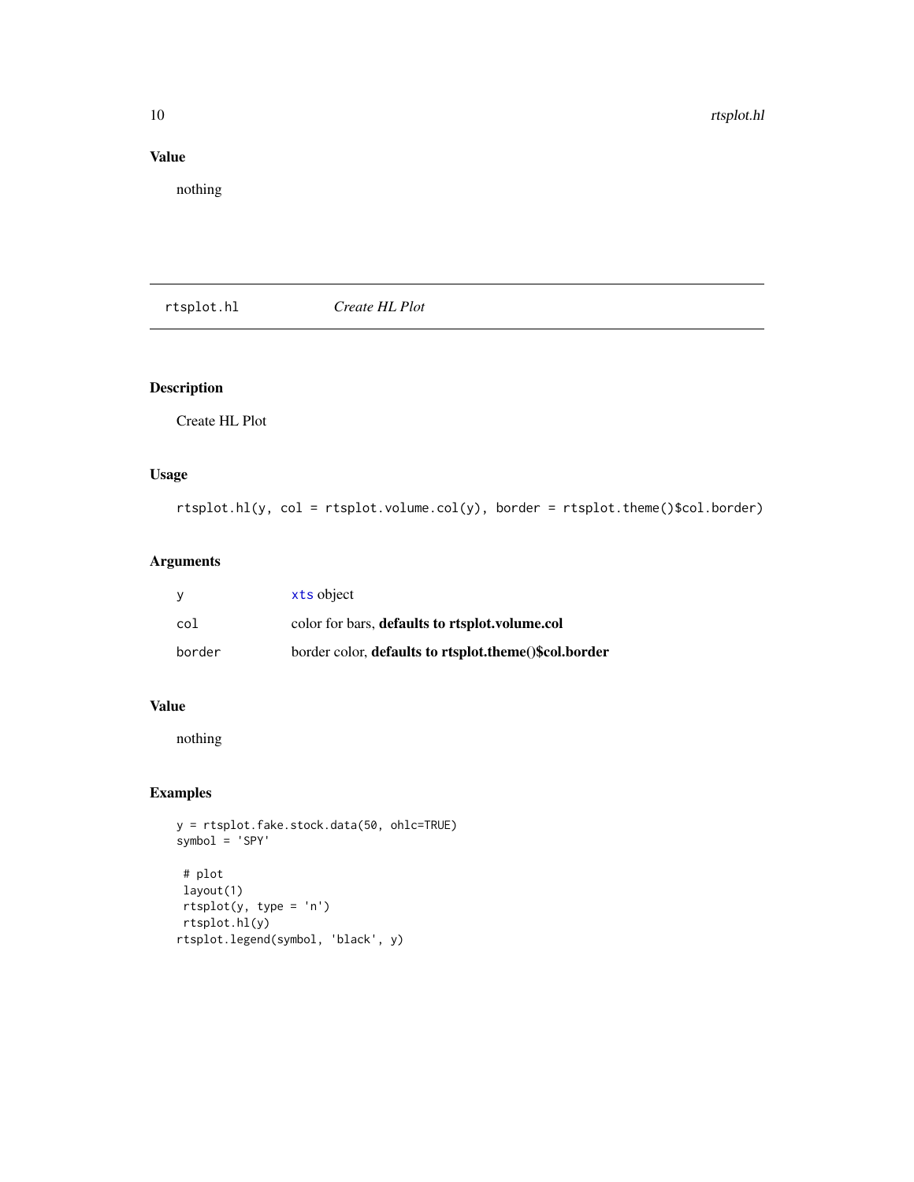## Value

nothing

---

# rtsplot.hl *Create HL Plot*

## Description

Create HL Plot

## Usage

```
rtsplot.hl(y, col = rtsplot.volume.col(y), border = rtsplot.theme()$col.border)
```

## Arguments

| | |
|---|---|
| y | xts object |
| col | color for bars, **defaults to rtsplot.volume.col** |
| border | border color, **defaults to rtsplot.theme()$col.border** |

## Value

nothing

## Examples

```
y = rtsplot.fake.stock.data(50, ohlc=TRUE)
symbol = 'SPY'

 # plot
 layout(1)
 rtsplot(y, type = 'n')
 rtsplot.hl(y)
rtsplot.legend(symbol, 'black', y)
```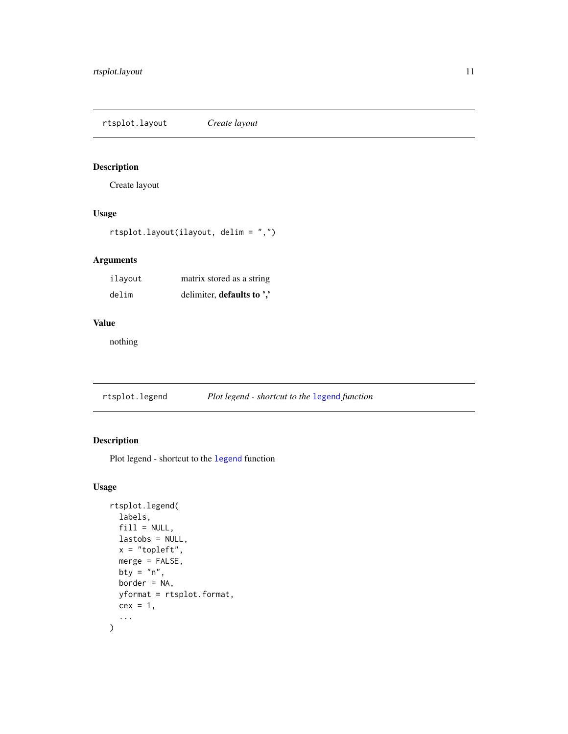## rtsplot.layout — *Create layout*

### Description

Create layout

### Usage

```
rtsplot.layout(ilayout, delim = ",")
```

### Arguments

| | |
|---|---|
| ilayout | matrix stored as a string |
| delim | delimiter, **defaults to ','** |

### Value

nothing

## rtsplot.legend — *Plot legend - shortcut to the legend function*

### Description

Plot legend - shortcut to the legend function

### Usage

```
rtsplot.legend(
  labels,
  fill = NULL,
  lastobs = NULL,
  x = "topleft",
  merge = FALSE,
  bty = "n",
  border = NA,
  yformat = rtsplot.format,
  cex = 1,
  ...
)
```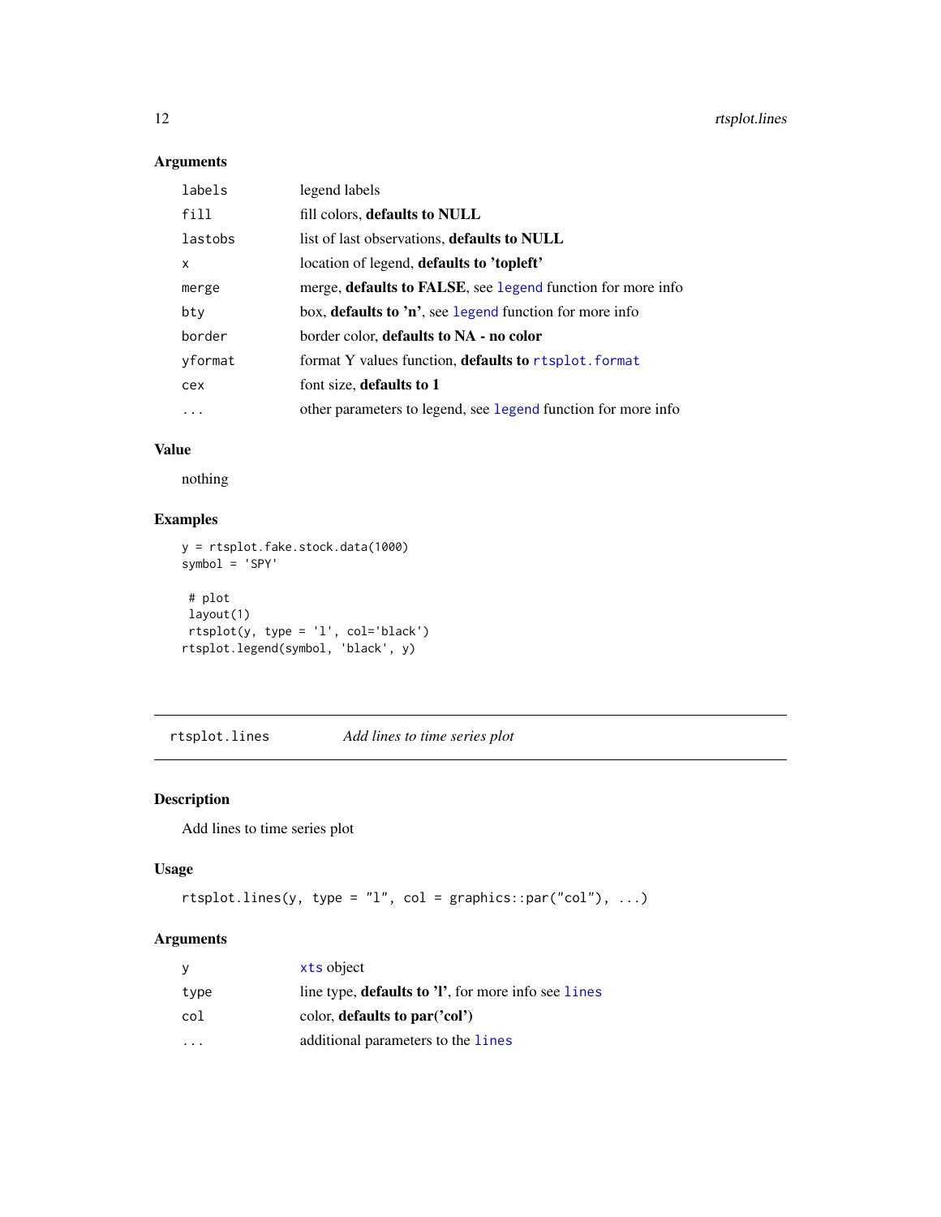### Arguments

| | |
|---|---|
| labels | legend labels |
| fill | fill colors, **defaults to NULL** |
| lastobs | list of last observations, **defaults to NULL** |
| x | location of legend, **defaults to 'topleft'** |
| merge | merge, **defaults to FALSE**, see legend function for more info |
| bty | box, **defaults to 'n'**, see legend function for more info |
| border | border color, **defaults to NA - no color** |
| yformat | format Y values function, **defaults to** rtsplot.format |
| cex | font size, **defaults to 1** |
| ... | other parameters to legend, see legend function for more info |

### Value

nothing

### Examples

```
y = rtsplot.fake.stock.data(1000)
symbol = 'SPY'

 # plot
 layout(1)
 rtsplot(y, type = 'l', col='black')
rtsplot.legend(symbol, 'black', y)
```

---

## rtsplot.lines *Add lines to time series plot*

---

### Description

Add lines to time series plot

### Usage

```
rtsplot.lines(y, type = "l", col = graphics::par("col"), ...)
```

### Arguments

| | |
|---|---|
| y | xts object |
| type | line type, **defaults to 'l'**, for more info see lines |
| col | color, **defaults to par('col')** |
| ... | additional parameters to the lines |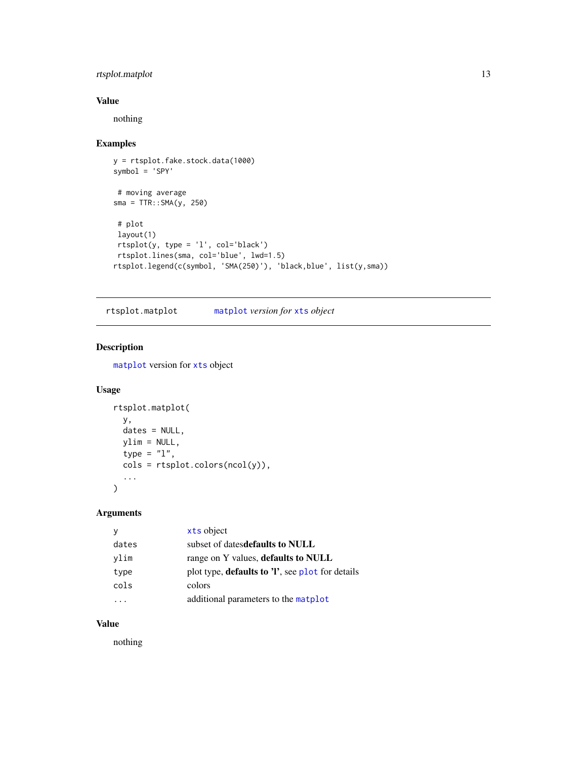### Value

nothing

### Examples

```
y = rtsplot.fake.stock.data(1000)
symbol = 'SPY'

 # moving average
sma = TTR::SMA(y, 250)

 # plot
 layout(1)
 rtsplot(y, type = 'l', col='black')
 rtsplot.lines(sma, col='blue', lwd=1.5)
rtsplot.legend(c(symbol, 'SMA(250)'), 'black,blue', list(y,sma))
```

---

## rtsplot.matplot — *matplot version for xts object*

### Description

matplot version for xts object

### Usage

```
rtsplot.matplot(
  y,
  dates = NULL,
  ylim = NULL,
  type = "l",
  cols = rtsplot.colors(ncol(y)),
  ...
)
```

### Arguments

| | |
|---|---|
| y | xts object |
| dates | subset of dates**defaults to NULL** |
| ylim | range on Y values, **defaults to NULL** |
| type | plot type, **defaults to 'l'**, see plot for details |
| cols | colors |
| ... | additional parameters to the matplot |

### Value

nothing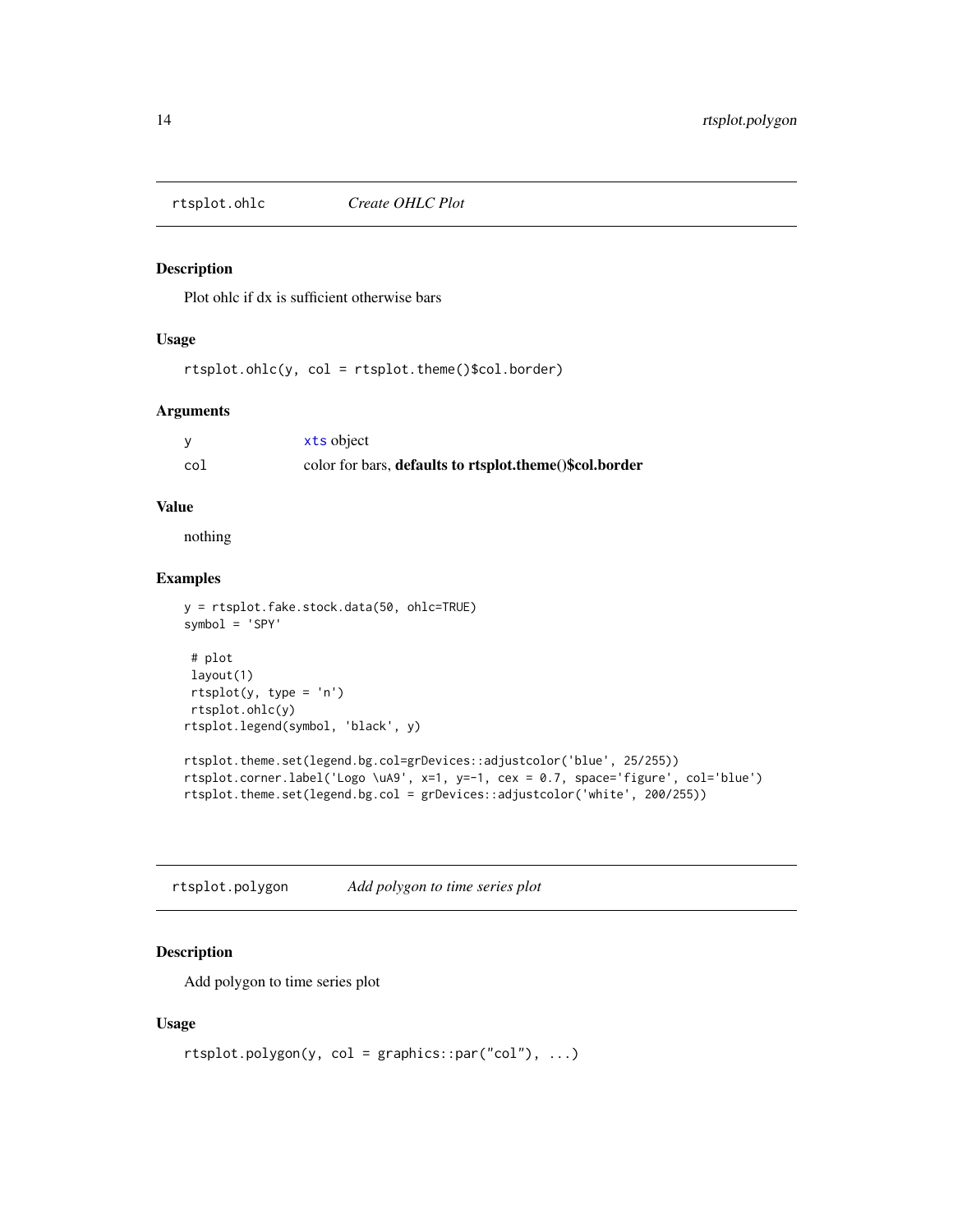## rtsplot.ohlc *Create OHLC Plot*

### Description

Plot ohlc if dx is sufficient otherwise bars

### Usage

```
rtsplot.ohlc(y, col = rtsplot.theme()$col.border)
```

### Arguments

| | |
|---|---|
| y | xts object |
| col | color for bars, **defaults to rtsplot.theme()$col.border** |

### Value

nothing

### Examples

```
y = rtsplot.fake.stock.data(50, ohlc=TRUE)
symbol = 'SPY'

 # plot
 layout(1)
 rtsplot(y, type = 'n')
 rtsplot.ohlc(y)
rtsplot.legend(symbol, 'black', y)

rtsplot.theme.set(legend.bg.col=grDevices::adjustcolor('blue', 25/255))
rtsplot.corner.label('Logo \uA9', x=1, y=-1, cex = 0.7, space='figure', col='blue')
rtsplot.theme.set(legend.bg.col = grDevices::adjustcolor('white', 200/255))
```

## rtsplot.polygon *Add polygon to time series plot*

### Description

Add polygon to time series plot

### Usage

```
rtsplot.polygon(y, col = graphics::par("col"), ...)
```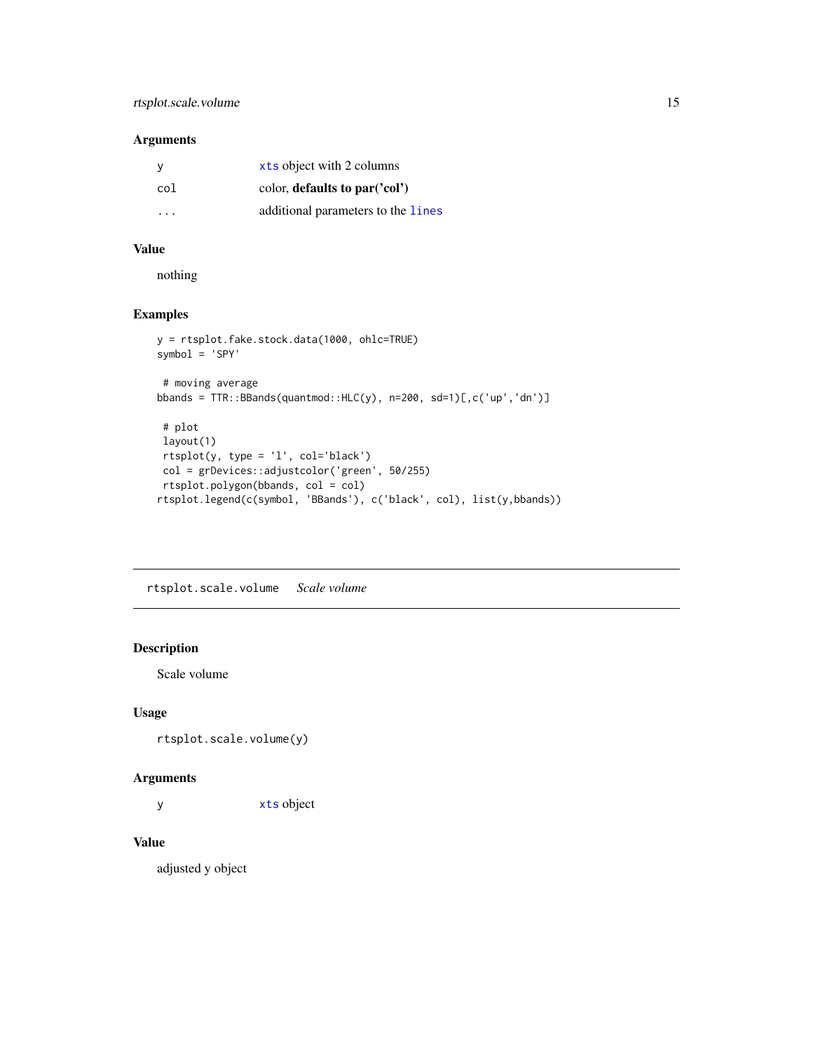## Arguments

| | |
|---|---|
| y | `xts` object with 2 columns |
| col | color, **defaults to par('col')** |
| ... | additional parameters to the `lines` |

## Value

nothing

## Examples

```
y = rtsplot.fake.stock.data(1000, ohlc=TRUE)
symbol = 'SPY'

 # moving average
bbands = TTR::BBands(quantmod::HLC(y), n=200, sd=1)[,c('up','dn')]

 # plot
 layout(1)
 rtsplot(y, type = 'l', col='black')
 col = grDevices::adjustcolor('green', 50/255)
 rtsplot.polygon(bbands, col = col)
rtsplot.legend(c(symbol, 'BBands'), c('black', col), list(y,bbands))
```

---

# rtsplot.scale.volume *Scale volume*

## Description

Scale volume

## Usage

```
rtsplot.scale.volume(y)
```

## Arguments

| | |
|---|---|
| y | `xts` object |

## Value

adjusted y object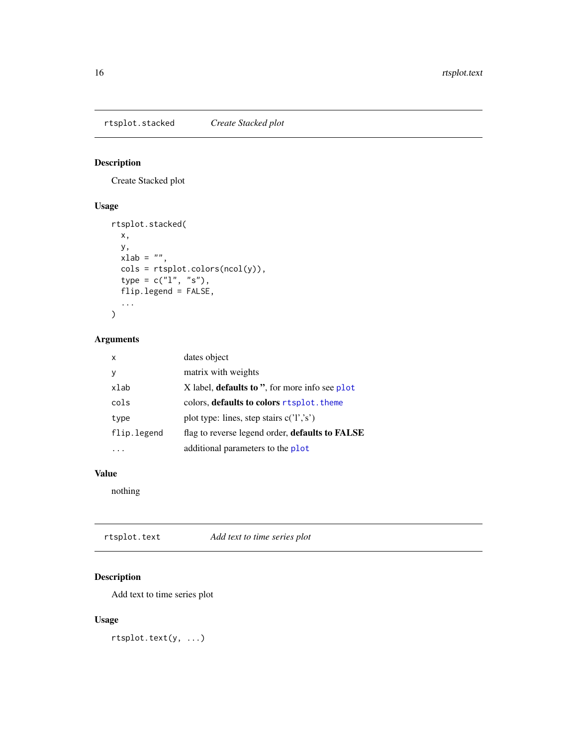## rtsplot.stacked *Create Stacked plot*

### Description

Create Stacked plot

### Usage

```
rtsplot.stacked(
  x,
  y,
  xlab = "",
  cols = rtsplot.colors(ncol(y)),
  type = c("l", "s"),
  flip.legend = FALSE,
  ...
)
```

### Arguments

| | |
|---|---|
| `x` | dates object |
| `y` | matrix with weights |
| `xlab` | X label, **defaults to ''**, for more info see `plot` |
| `cols` | colors, **defaults to colors** `rtsplot.theme` |
| `type` | plot type: lines, step stairs c('l','s') |
| `flip.legend` | flag to reverse legend order, **defaults to FALSE** |
| `...` | additional parameters to the `plot` |

### Value

nothing

## rtsplot.text *Add text to time series plot*

### Description

Add text to time series plot

### Usage

```
rtsplot.text(y, ...)
```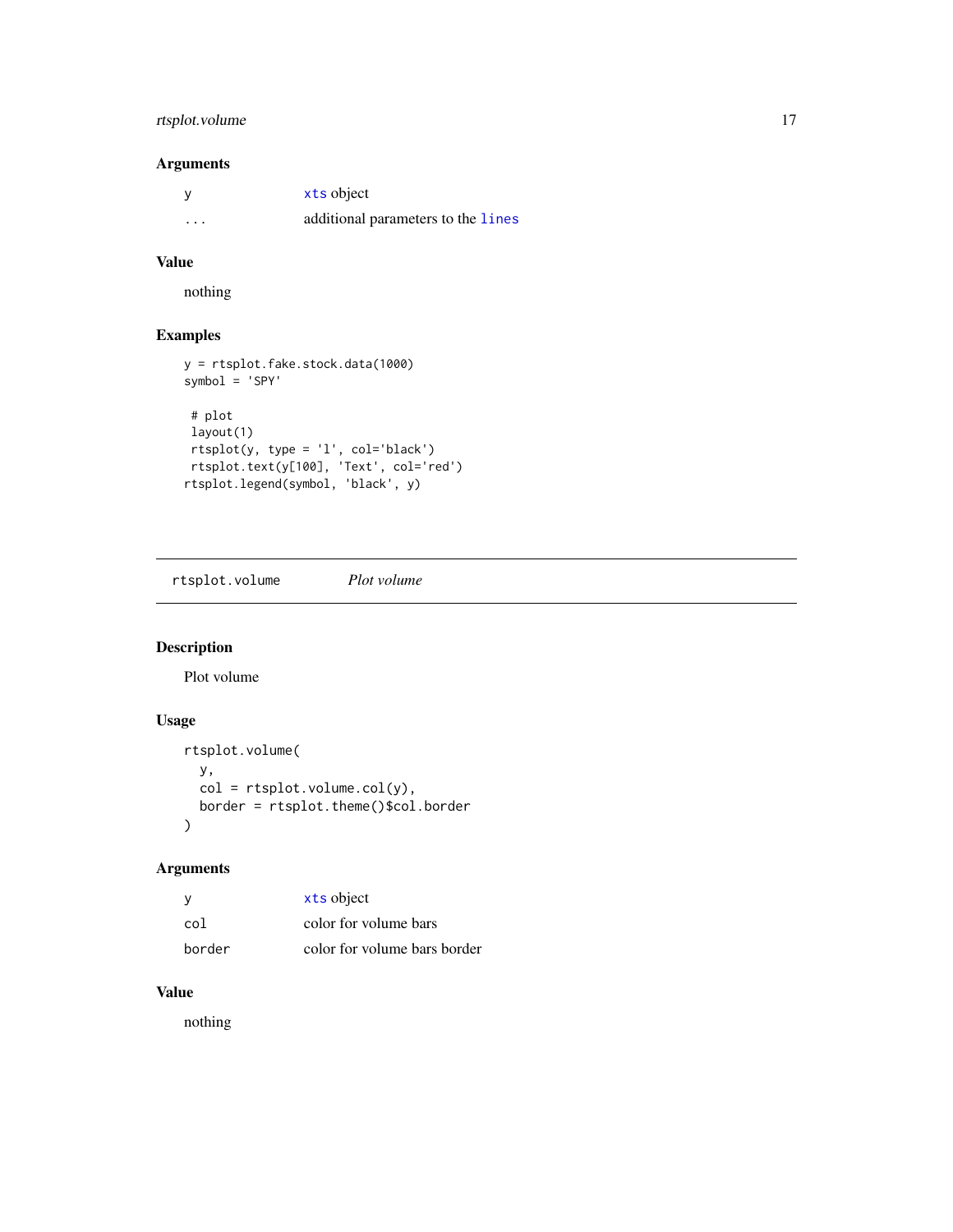## Arguments

| | |
|---|---|
| `y` | `xts` object |
| `...` | additional parameters to the `lines` |

## Value

nothing

## Examples

```
y = rtsplot.fake.stock.data(1000)
symbol = 'SPY'

 # plot
 layout(1)
 rtsplot(y, type = 'l', col='black')
 rtsplot.text(y[100], 'Text', col='red')
rtsplot.legend(symbol, 'black', y)
```

---

# `rtsplot.volume` *Plot volume*

---

## Description

Plot volume

## Usage

```
rtsplot.volume(
  y,
  col = rtsplot.volume.col(y),
  border = rtsplot.theme()$col.border
)
```

## Arguments

| | |
|---|---|
| `y` | `xts` object |
| `col` | color for volume bars |
| `border` | color for volume bars border |

## Value

nothing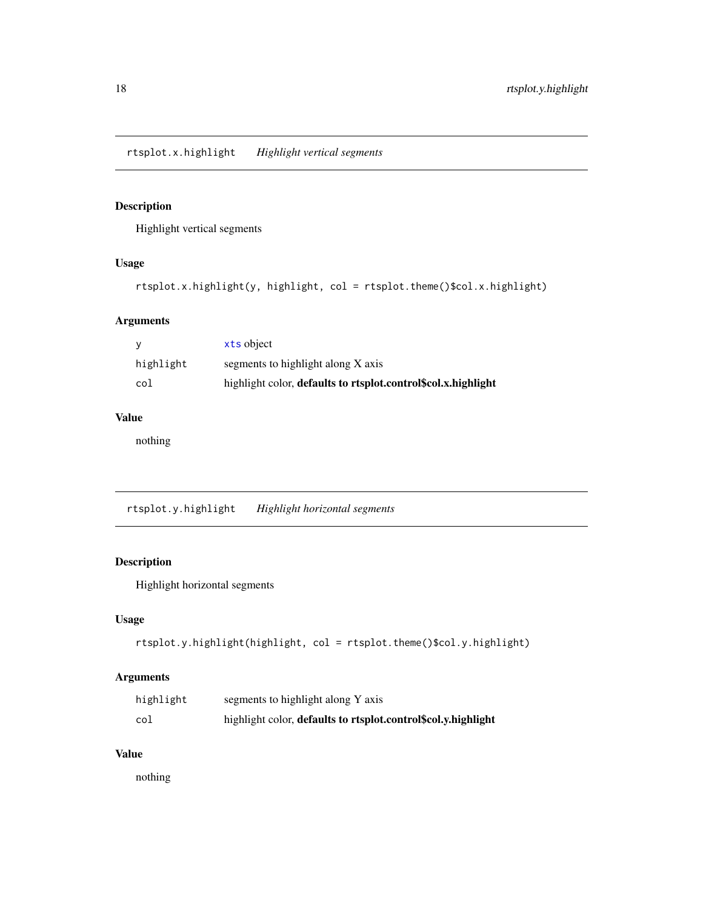## rtsplot.x.highlight *Highlight vertical segments*

### Description

Highlight vertical segments

### Usage

```
rtsplot.x.highlight(y, highlight, col = rtsplot.theme()$col.x.highlight)
```

### Arguments

| | |
|---|---|
| y | xts object |
| highlight | segments to highlight along X axis |
| col | highlight color, **defaults to rtsplot.control$col.x.highlight** |

### Value

nothing

## rtsplot.y.highlight *Highlight horizontal segments*

### Description

Highlight horizontal segments

### Usage

```
rtsplot.y.highlight(highlight, col = rtsplot.theme()$col.y.highlight)
```

### Arguments

| | |
|---|---|
| highlight | segments to highlight along Y axis |
| col | highlight color, **defaults to rtsplot.control$col.y.highlight** |

### Value

nothing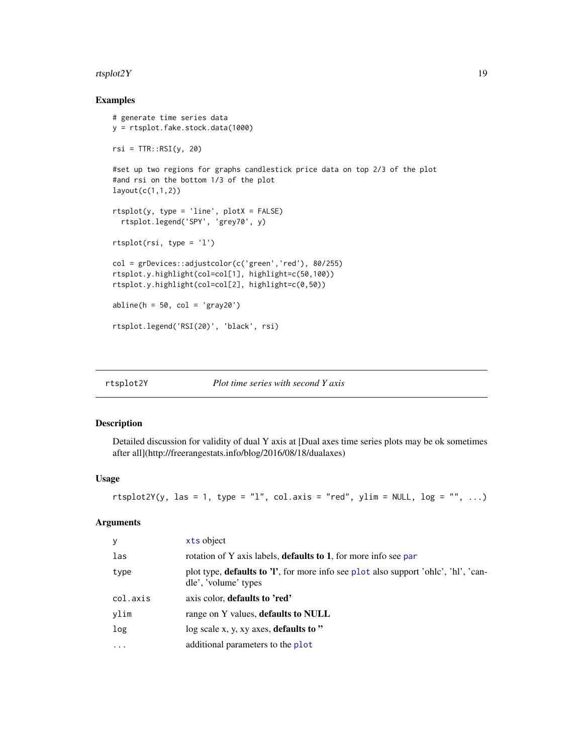## Examples

```
# generate time series data
y = rtsplot.fake.stock.data(1000)

rsi = TTR::RSI(y, 20)

#set up two regions for graphs candlestick price data on top 2/3 of the plot
#and rsi on the bottom 1/3 of the plot
layout(c(1,1,2))

rtsplot(y, type = 'line', plotX = FALSE)
  rtsplot.legend('SPY', 'grey70', y)

rtsplot(rsi, type = 'l')

col = grDevices::adjustcolor(c('green','red'), 80/255)
rtsplot.y.highlight(col=col[1], highlight=c(50,100))
rtsplot.y.highlight(col=col[2], highlight=c(0,50))

abline(h = 50, col = 'gray20')

rtsplot.legend('RSI(20)', 'black', rsi)
```

---

# rtsplot2Y — *Plot time series with second Y axis*

## Description

Detailed discussion for validity of dual Y axis at [Dual axes time series plots may be ok sometimes after all](http://freerangestats.info/blog/2016/08/18/dualaxes)

## Usage

```
rtsplot2Y(y, las = 1, type = "l", col.axis = "red", ylim = NULL, log = "", ...)
```

## Arguments

| | |
|---|---|
| `y` | `xts` object |
| `las` | rotation of Y axis labels, **defaults to 1**, for more info see `par` |
| `type` | plot type, **defaults to 'l'**, for more info see `plot` also support 'ohlc', 'hl', 'candle', 'volume' types |
| `col.axis` | axis color, **defaults to 'red'** |
| `ylim` | range on Y values, **defaults to NULL** |
| `log` | log scale x, y, xy axes, **defaults to ''** |
| `...` | additional parameters to the `plot` |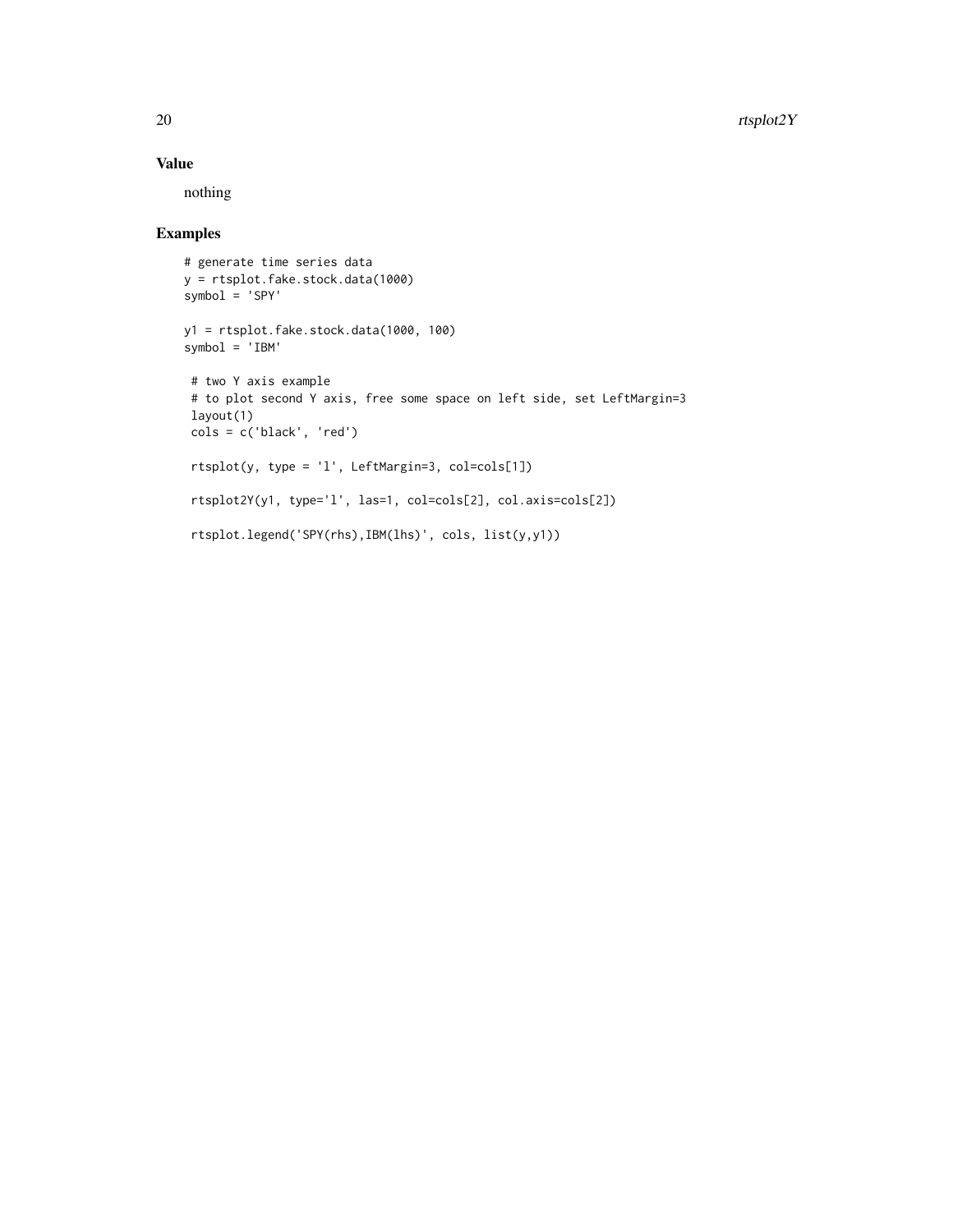## Value

nothing

## Examples

```
# generate time series data
y = rtsplot.fake.stock.data(1000)
symbol = 'SPY'

y1 = rtsplot.fake.stock.data(1000, 100)
symbol = 'IBM'

 # two Y axis example
 # to plot second Y axis, free some space on left side, set LeftMargin=3
 layout(1)
 cols = c('black', 'red')

 rtsplot(y, type = 'l', LeftMargin=3, col=cols[1])

 rtsplot2Y(y1, type='l', las=1, col=cols[2], col.axis=cols[2])

 rtsplot.legend('SPY(rhs),IBM(lhs)', cols, list(y,y1))
```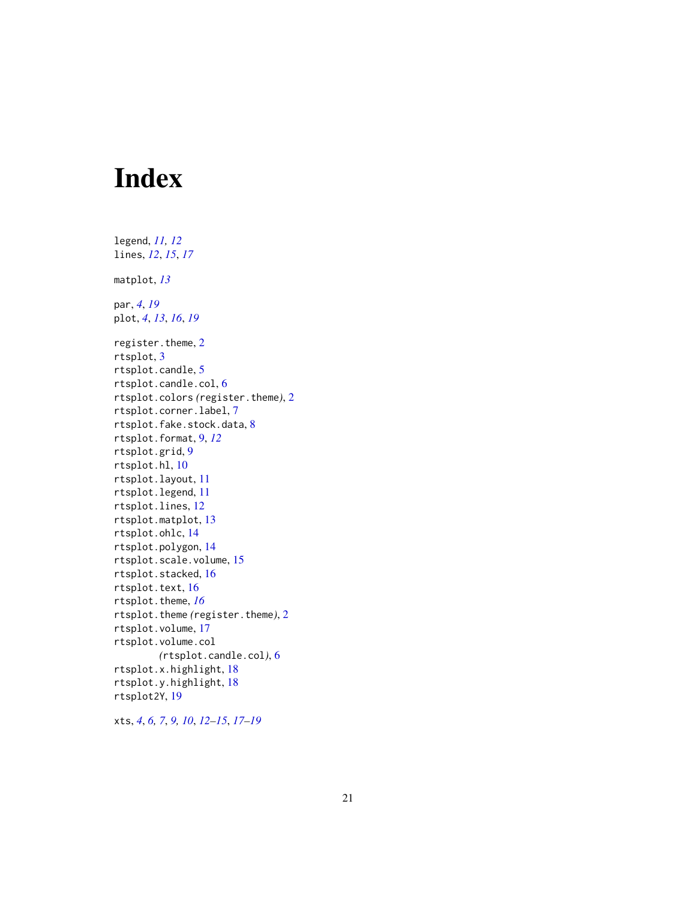# Index

legend, *11, 12*
lines, *12*, *15*, *17*

matplot, *13*

par, *4*, *19*
plot, *4*, *13*, *16*, *19*

register.theme, 2
rtsplot, 3
rtsplot.candle, 5
rtsplot.candle.col, 6
rtsplot.colors *(*register.theme*)*, 2
rtsplot.corner.label, 7
rtsplot.fake.stock.data, 8
rtsplot.format, 9, *12*
rtsplot.grid, 9
rtsplot.hl, 10
rtsplot.layout, 11
rtsplot.legend, 11
rtsplot.lines, 12
rtsplot.matplot, 13
rtsplot.ohlc, 14
rtsplot.polygon, 14
rtsplot.scale.volume, 15
rtsplot.stacked, 16
rtsplot.text, 16
rtsplot.theme, *16*
rtsplot.theme *(*register.theme*)*, 2
rtsplot.volume, 17
rtsplot.volume.col
    *(*rtsplot.candle.col*)*, 6
rtsplot.x.highlight, 18
rtsplot.y.highlight, 18
rtsplot2Y, 19

xts, *4*, *6, 7*, *9, 10*, *12–15*, *17–19*